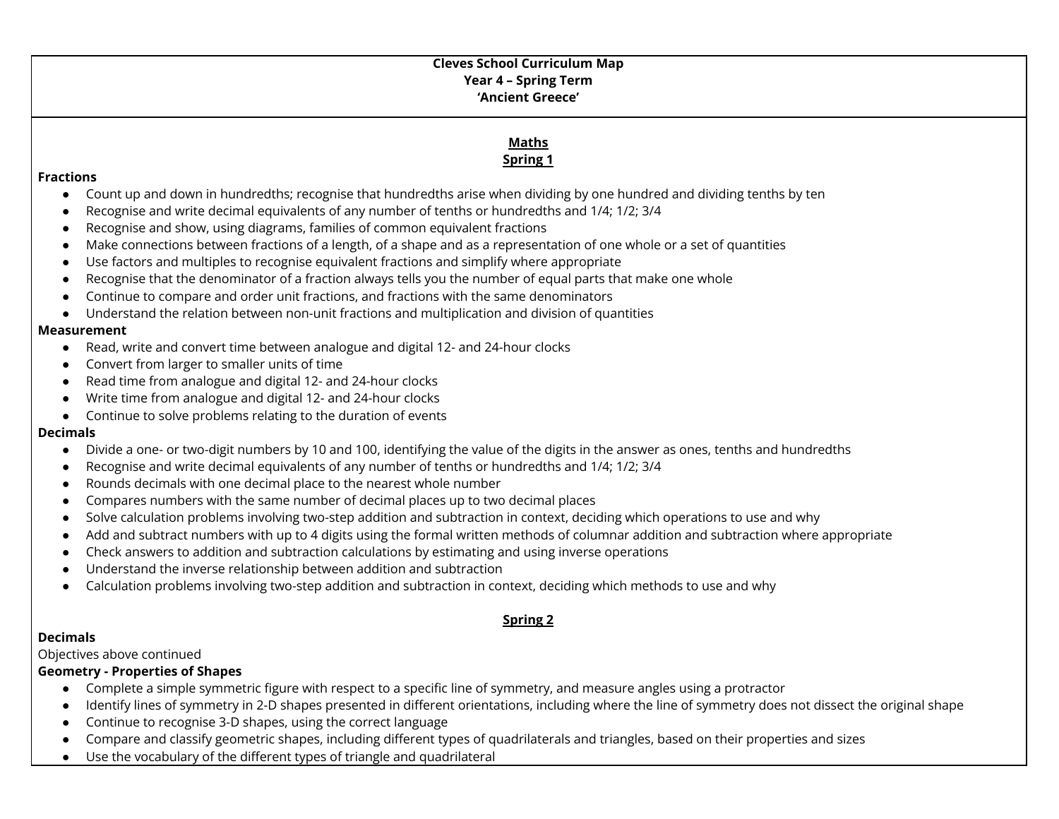# Cleves School Curriculum Map
## Year 4 – Spring Term
## 'Ancient Greece'

### Maths
### Spring 1

**Fractions**

- Count up and down in hundredths; recognise that hundredths arise when dividing by one hundred and dividing tenths by ten
- Recognise and write decimal equivalents of any number of tenths or hundredths and 1/4; 1/2; 3/4
- Recognise and show, using diagrams, families of common equivalent fractions
- Make connections between fractions of a length, of a shape and as a representation of one whole or a set of quantities
- Use factors and multiples to recognise equivalent fractions and simplify where appropriate
- Recognise that the denominator of a fraction always tells you the number of equal parts that make one whole
- Continue to compare and order unit fractions, and fractions with the same denominators
- Understand the relation between non-unit fractions and multiplication and division of quantities

**Measurement**

- Read, write and convert time between analogue and digital 12- and 24-hour clocks
- Convert from larger to smaller units of time
- Read time from analogue and digital 12- and 24-hour clocks
- Write time from analogue and digital 12- and 24-hour clocks
- Continue to solve problems relating to the duration of events

**Decimals**

- Divide a one- or two-digit numbers by 10 and 100, identifying the value of the digits in the answer as ones, tenths and hundredths
- Recognise and write decimal equivalents of any number of tenths or hundredths and 1/4; 1/2; 3/4
- Rounds decimals with one decimal place to the nearest whole number
- Compares numbers with the same number of decimal places up to two decimal places
- Solve calculation problems involving two-step addition and subtraction in context, deciding which operations to use and why
- Add and subtract numbers with up to 4 digits using the formal written methods of columnar addition and subtraction where appropriate
- Check answers to addition and subtraction calculations by estimating and using inverse operations
- Understand the inverse relationship between addition and subtraction
- Calculation problems involving two-step addition and subtraction in context, deciding which methods to use and why

### Spring 2

**Decimals**

Objectives above continued

**Geometry - Properties of Shapes**

- Complete a simple symmetric figure with respect to a specific line of symmetry, and measure angles using a protractor
- Identify lines of symmetry in 2-D shapes presented in different orientations, including where the line of symmetry does not dissect the original shape
- Continue to recognise 3-D shapes, using the correct language
- Compare and classify geometric shapes, including different types of quadrilaterals and triangles, based on their properties and sizes
- Use the vocabulary of the different types of triangle and quadrilateral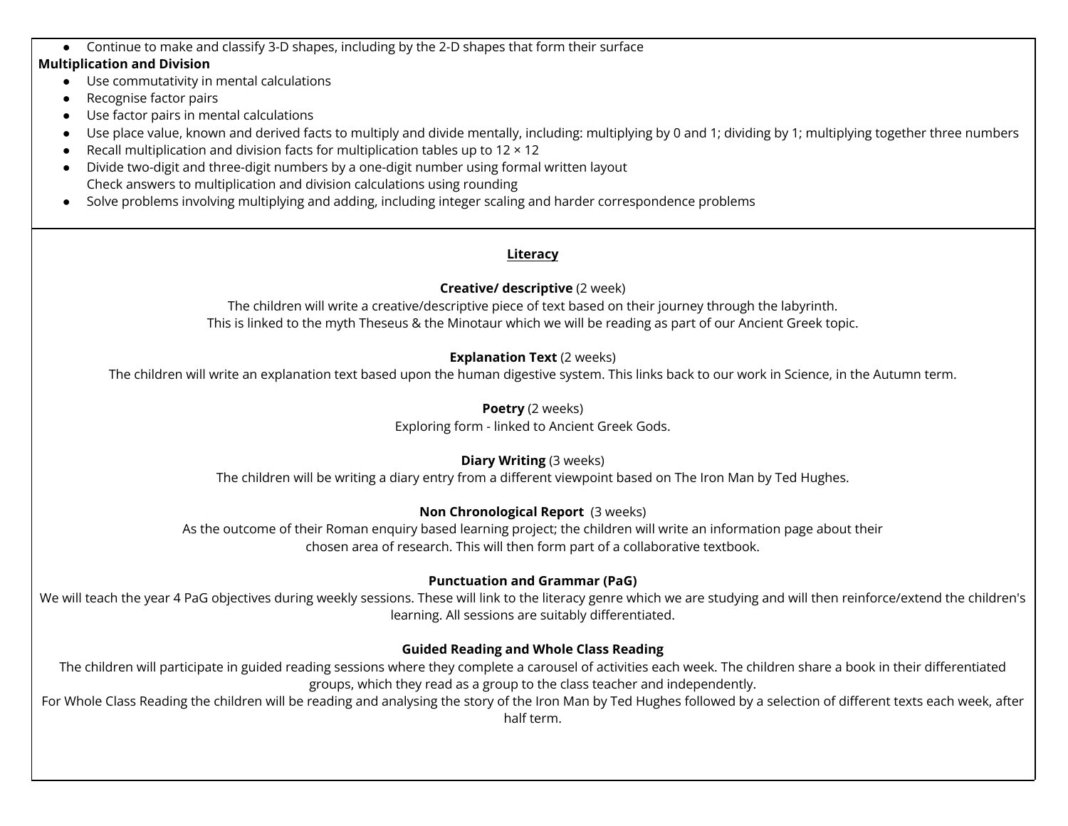- Continue to make and classify 3-D shapes, including by the 2-D shapes that form their surface

**Multiplication and Division**

- Use commutativity in mental calculations
- Recognise factor pairs
- Use factor pairs in mental calculations
- Use place value, known and derived facts to multiply and divide mentally, including: multiplying by 0 and 1; dividing by 1; multiplying together three numbers
- Recall multiplication and division facts for multiplication tables up to 12 × 12
- Divide two-digit and three-digit numbers by a one-digit number using formal written layout
  Check answers to multiplication and division calculations using rounding
- Solve problems involving multiplying and adding, including integer scaling and harder correspondence problems

## Literacy

**Creative/ descriptive** (2 week)

The children will write a creative/descriptive piece of text based on their journey through the labyrinth.
This is linked to the myth Theseus & the Minotaur which we will be reading as part of our Ancient Greek topic.

**Explanation Text** (2 weeks)

The children will write an explanation text based upon the human digestive system. This links back to our work in Science, in the Autumn term.

**Poetry** (2 weeks)

Exploring form - linked to Ancient Greek Gods.

**Diary Writing** (3 weeks)

The children will be writing a diary entry from a different viewpoint based on The Iron Man by Ted Hughes.

**Non Chronological Report** (3 weeks)

As the outcome of their Roman enquiry based learning project; the children will write an information page about their chosen area of research. This will then form part of a collaborative textbook.

**Punctuation and Grammar (PaG)**

We will teach the year 4 PaG objectives during weekly sessions. These will link to the literacy genre which we are studying and will then reinforce/extend the children's learning. All sessions are suitably differentiated.

**Guided Reading and Whole Class Reading**

The children will participate in guided reading sessions where they complete a carousel of activities each week. The children share a book in their differentiated groups, which they read as a group to the class teacher and independently.
For Whole Class Reading the children will be reading and analysing the story of the Iron Man by Ted Hughes followed by a selection of different texts each week, after half term.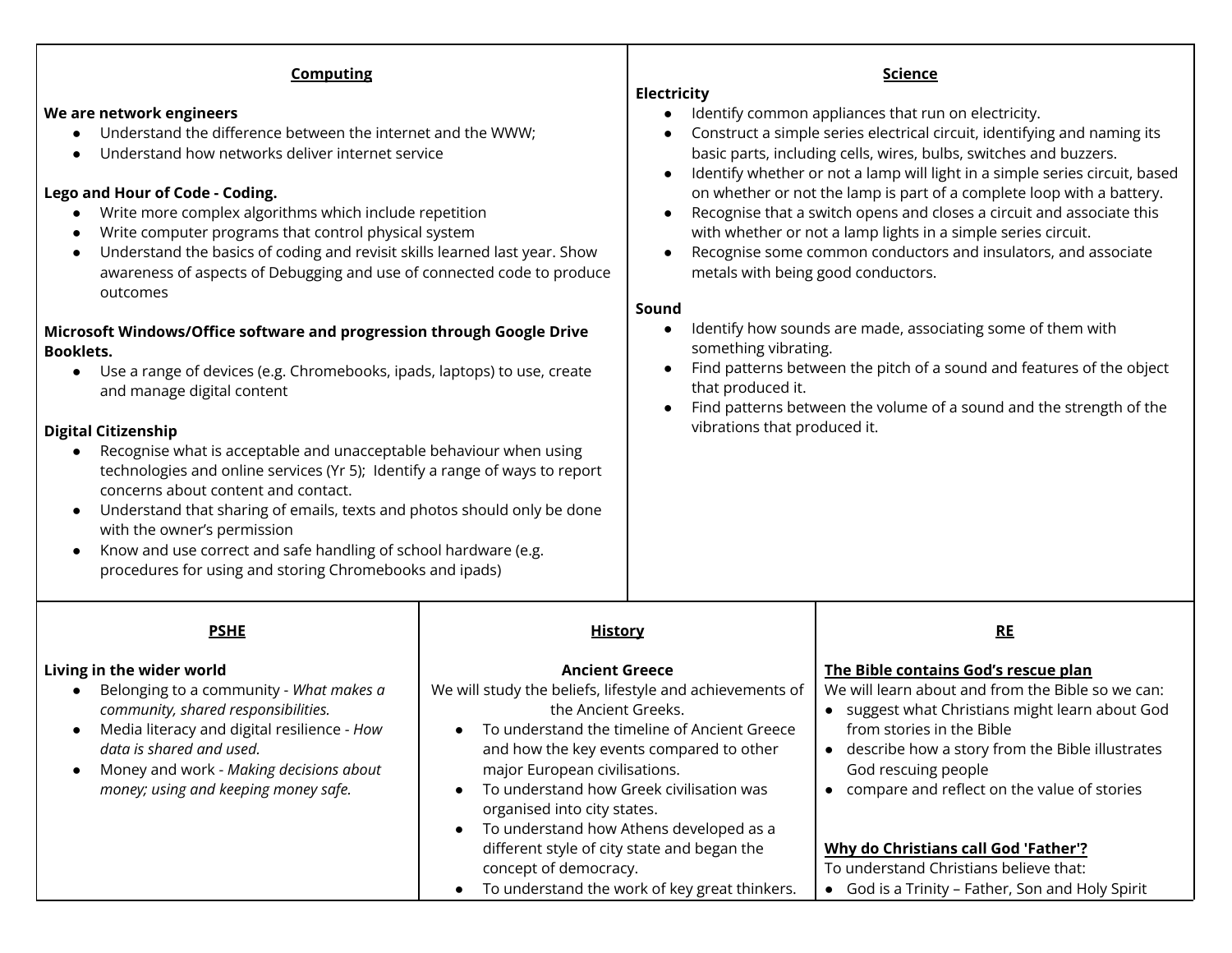## Computing

**We are network engineers**

- Understand the difference between the internet and the WWW;
- Understand how networks deliver internet service

**Lego and Hour of Code - Coding.**

- Write more complex algorithms which include repetition
- Write computer programs that control physical system
- Understand the basics of coding and revisit skills learned last year. Show awareness of aspects of Debugging and use of connected code to produce outcomes

**Microsoft Windows/Office software and progression through Google Drive Booklets.**

- Use a range of devices (e.g. Chromebooks, ipads, laptops) to use, create and manage digital content

**Digital Citizenship**

- Recognise what is acceptable and unacceptable behaviour when using technologies and online services (Yr 5); Identify a range of ways to report concerns about content and contact.
- Understand that sharing of emails, texts and photos should only be done with the owner's permission
- Know and use correct and safe handling of school hardware (e.g. procedures for using and storing Chromebooks and ipads)

## Science

**Electricity**

- Identify common appliances that run on electricity.
- Construct a simple series electrical circuit, identifying and naming its basic parts, including cells, wires, bulbs, switches and buzzers.
- Identify whether or not a lamp will light in a simple series circuit, based on whether or not the lamp is part of a complete loop with a battery.
- Recognise that a switch opens and closes a circuit and associate this with whether or not a lamp lights in a simple series circuit.
- Recognise some common conductors and insulators, and associate metals with being good conductors.

**Sound**

- Identify how sounds are made, associating some of them with something vibrating.
- Find patterns between the pitch of a sound and features of the object that produced it.
- Find patterns between the volume of a sound and the strength of the vibrations that produced it.

## PSHE

**Living in the wider world**

- Belonging to a community - *What makes a community, shared responsibilities.*
- Media literacy and digital resilience - *How data is shared and used.*
- Money and work - *Making decisions about money; using and keeping money safe.*

## History

**Ancient Greece**

We will study the beliefs, lifestyle and achievements of the Ancient Greeks.

- To understand the timeline of Ancient Greece and how the key events compared to other major European civilisations.
- To understand how Greek civilisation was organised into city states.
- To understand how Athens developed as a different style of city state and began the concept of democracy.
- To understand the work of key great thinkers.

## RE

**The Bible contains God's rescue plan**

We will learn about and from the Bible so we can:

- suggest what Christians might learn about God from stories in the Bible
- describe how a story from the Bible illustrates God rescuing people
- compare and reflect on the value of stories

**Why do Christians call God 'Father'?**

To understand Christians believe that:

- God is a Trinity – Father, Son and Holy Spirit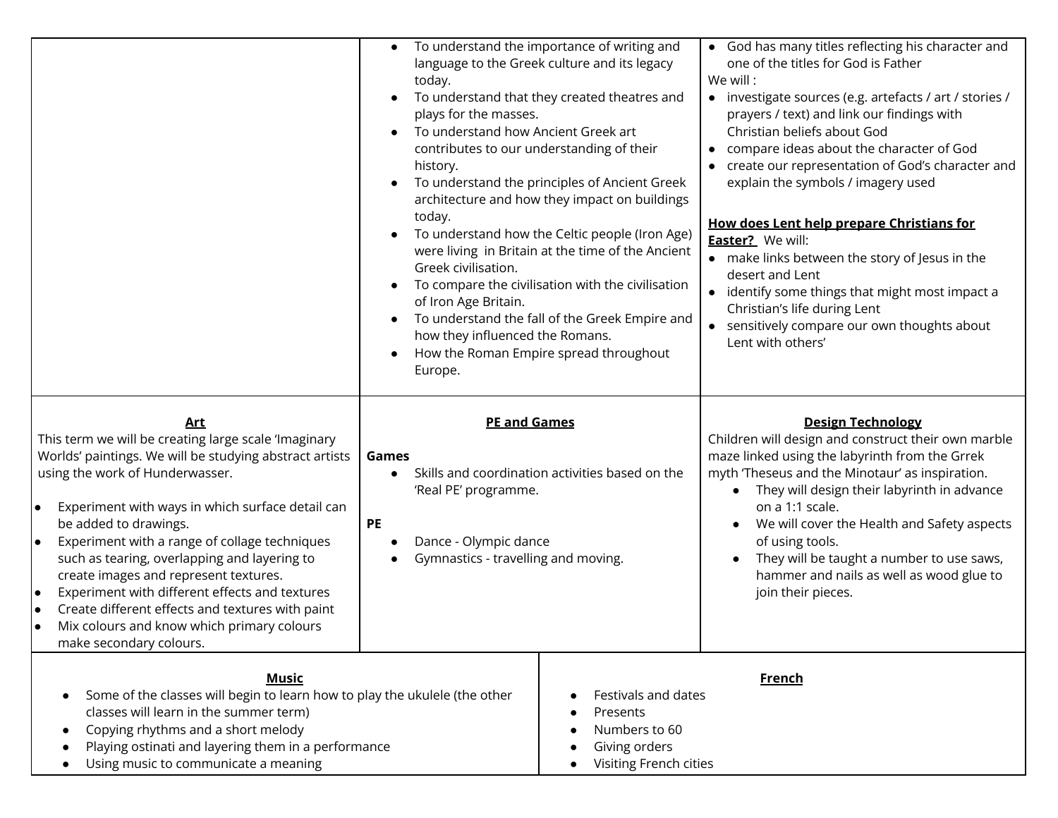| | | |
|---|---|---|
| | • To understand the importance of writing and language to the Greek culture and its legacy today.<br>• To understand that they created theatres and plays for the masses.<br>• To understand how Ancient Greek art contributes to our understanding of their history.<br>• To understand the principles of Ancient Greek architecture and how they impact on buildings today.<br>• To understand how the Celtic people (Iron Age) were living in Britain at the time of the Ancient Greek civilisation.<br>• To compare the civilisation with the civilisation of Iron Age Britain.<br>• To understand the fall of the Greek Empire and how they influenced the Romans.<br>• How the Roman Empire spread throughout Europe. | • God has many titles reflecting his character and one of the titles for God is Father<br>We will :<br>• investigate sources (e.g. artefacts / art / stories / prayers / text) and link our findings with Christian beliefs about God<br>• compare ideas about the character of God<br>• create our representation of God's character and explain the symbols / imagery used<br><br>**How does Lent help prepare Christians for Easter?** We will:<br>• make links between the story of Jesus in the desert and Lent<br>• identify some things that might most impact a Christian's life during Lent<br>• sensitively compare our own thoughts about Lent with others' |
| **Art**<br>This term we will be creating large scale 'Imaginary Worlds' paintings. We will be studying abstract artists using the work of Hunderwasser.<br><br>• Experiment with ways in which surface detail can be added to drawings.<br>• Experiment with a range of collage techniques such as tearing, overlapping and layering to create images and represent textures.<br>• Experiment with different effects and textures<br>• Create different effects and textures with paint<br>• Mix colours and know which primary colours make secondary colours. | **PE and Games**<br><br>**Games**<br>• Skills and coordination activities based on the 'Real PE' programme.<br><br>**PE**<br>• Dance - Olympic dance<br>• Gymnastics - travelling and moving. | **Design Technology**<br>Children will design and construct their own marble maze linked using the labyrinth from the Grrek myth 'Theseus and the Minotaur' as inspiration.<br>• They will design their labyrinth in advance on a 1:1 scale.<br>• We will cover the Health and Safety aspects of using tools.<br>• They will be taught a number to use saws, hammer and nails as well as wood glue to join their pieces. |

| | |
|---|---|
| **Music**<br>• Some of the classes will begin to learn how to play the ukulele (the other classes will learn in the summer term)<br>• Copying rhythms and a short melody<br>• Playing ostinati and layering them in a performance<br>• Using music to communicate a meaning | **French**<br>• Festivals and dates<br>• Presents<br>• Numbers to 60<br>• Giving orders<br>• Visiting French cities |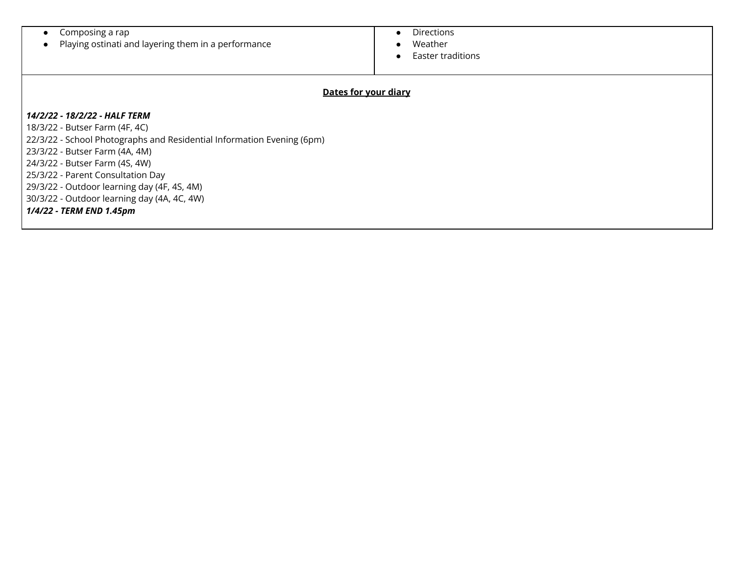| | |
|---|---|
| <ul><li>Composing a rap</li><li>Playing ostinati and layering them in a performance</li></ul> | <ul><li>Directions</li><li>Weather</li><li>Easter traditions</li></ul> |

**Dates for your diary**

***14/2/22 - 18/2/22 - HALF TERM***
18/3/22 - Butser Farm (4F, 4C)
22/3/22 - School Photographs and Residential Information Evening (6pm)
23/3/22 - Butser Farm (4A, 4M)
24/3/22 - Butser Farm (4S, 4W)
25/3/22 - Parent Consultation Day
29/3/22 - Outdoor learning day (4F, 4S, 4M)
30/3/22 - Outdoor learning day (4A, 4C, 4W)
***1/4/22 - TERM END 1.45pm***